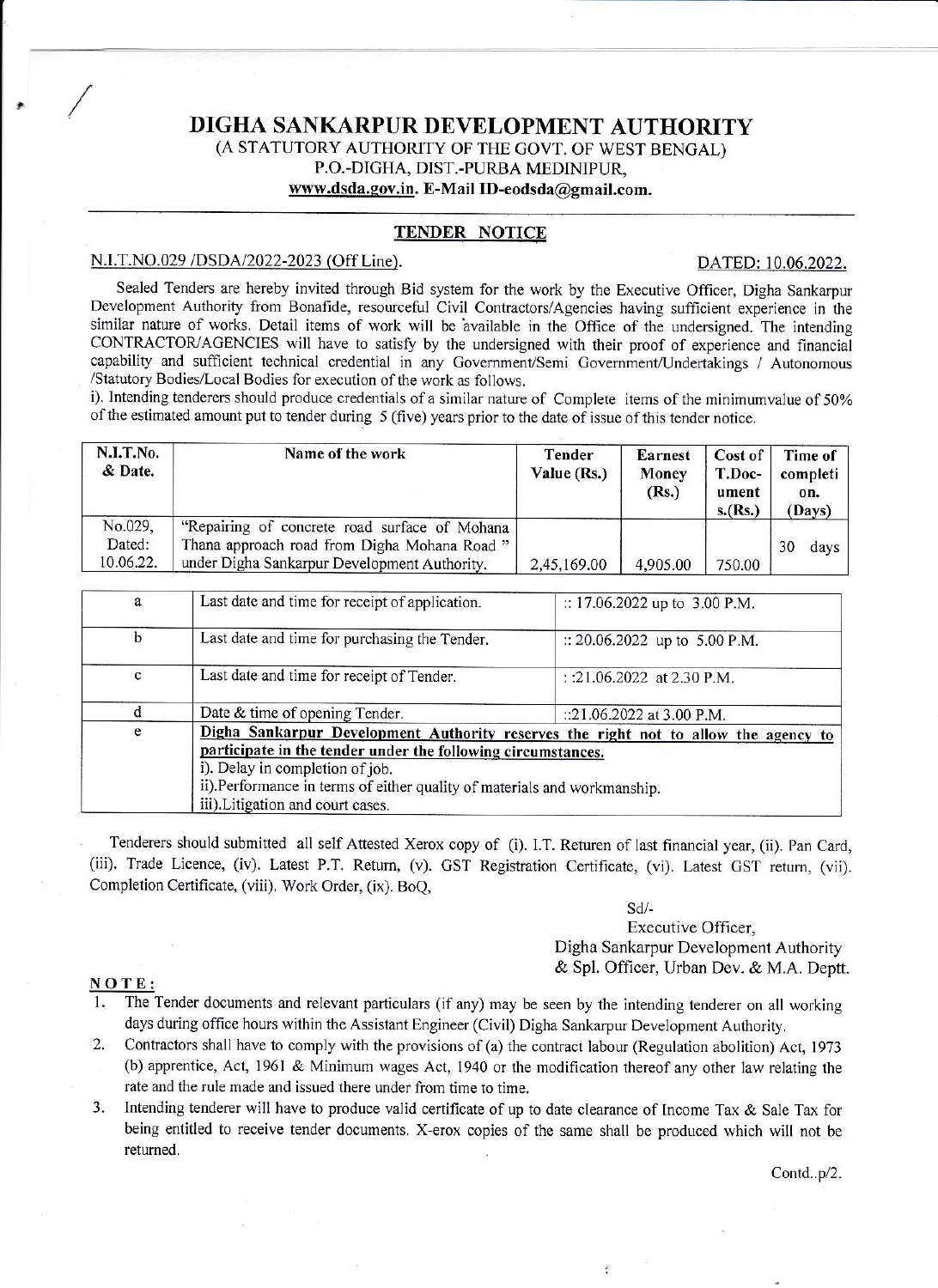# DIGHA SANKARPUR DEVELOPMENT AUTHORITY

(A STATUTORY AUTHORITY OF THE GOVT. OF WEST BENGAL)
P.O.-DIGHA, DIST.-PURBA MEDINIPUR,
**www.dsda.gov.in. E-Mail ID-eodsda@gmail.com.**

## TENDER NOTICE

N.I.T.NO.029 /DSDA/2022-2023 (Off Line). DATED: 10.06.2022.

Sealed Tenders are hereby invited through Bid system for the work by the Executive Officer, Digha Sankarpur Development Authority from Bonafide, resourceful Civil Contractors/Agencies having sufficient experience in the similar nature of works. Detail items of work will be available in the Office of the undersigned. The intending CONTRACTOR/AGENCIES will have to satisfy by the undersigned with their proof of experience and financial capability and sufficient technical credential in any Government/Semi Government/Undertakings / Autonomous /Statutory Bodies/Local Bodies for execution of the work as follows.

i). Intending tenderers should produce credentials of a similar nature of Complete items of the minimumvalue of 50% of the estimated amount put to tender during 5 (five) years prior to the date of issue of this tender notice.

| N.I.T.No. & Date. | Name of the work | Tender Value (Rs.) | Earnest Money (Rs.) | Cost of T.Document s.(Rs.) | Time of completion. (Days) |
|---|---|---|---|---|---|
| No.029, Dated: 10.06.22. | "Repairing of concrete road surface of Mohana Thana approach road from Digha Mohana Road " under Digha Sankarpur Development Authority. | 2,45,169.00 | 4,905.00 | 750.00 | 30 days |

| | | |
|---|---|---|
| a | Last date and time for receipt of application. | :: 17.06.2022 up to 3.00 P.M. |
| b | Last date and time for purchasing the Tender. | :: 20.06.2022 up to 5.00 P.M. |
| c | Last date and time for receipt of Tender. | : :21.06.2022 at 2.30 P.M. |
| d | Date & time of opening Tender. | ::21.06.2022 at 3.00 P.M. |
| e | **Digha Sankarpur Development Authority reserves the right not to allow the agency to participate in the tender under the following circumstances.** i). Delay in completion of job. ii).Performance in terms of either quality of materials and workmanship. iii).Litigation and court cases. | |

Tenderers should submitted all self Attested Xerox copy of (i). I.T. Returen of last financial year, (ii). Pan Card, (iii). Trade Licence, (iv). Latest P.T. Return, (v). GST Registration Certificate, (vi). Latest GST return, (vii). Completion Certificate, (viii). Work Order, (ix). BoQ,

Sd/-
Executive Officer,
Digha Sankarpur Development Authority
& Spl. Officer, Urban Dev. & M.A. Deptt.

**NOTE:**

1. The Tender documents and relevant particulars (if any) may be seen by the intending tenderer on all working days during office hours within the Assistant Engineer (Civil) Digha Sankarpur Development Authority.
2. Contractors shall have to comply with the provisions of (a) the contract labour (Regulation abolition) Act, 1973 (b) apprentice, Act, 1961 & Minimum wages Act, 1940 or the modification thereof any other law relating the rate and the rule made and issued there under from time to time.
3. Intending tenderer will have to produce valid certificate of up to date clearance of Income Tax & Sale Tax for being entitled to receive tender documents. X-erox copies of the same shall be produced which will not be returned.

Contd..p/2.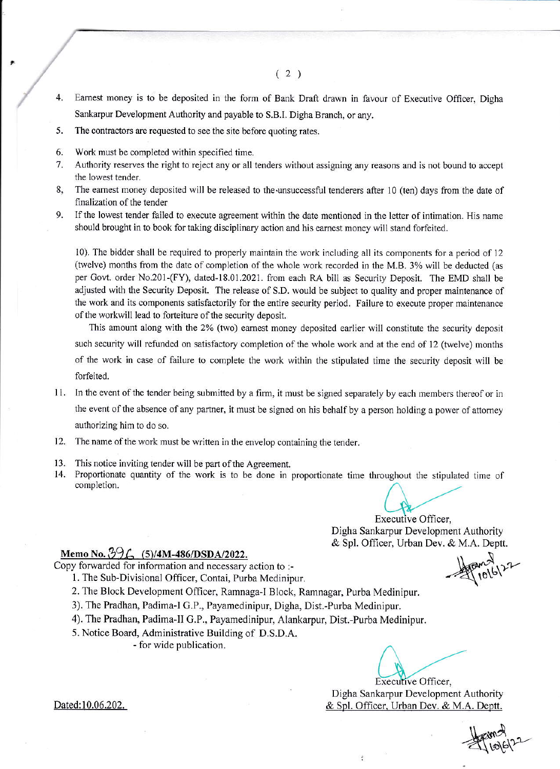4. Earnest money is to be deposited in the form of Bank Draft drawn in favour of Executive Officer, Digha Sankarpur Development Authority and payable to S.B.I. Digha Branch, or any.
5. The contractors are requested to see the site before quoting rates.
6. Work must be completed within specified time.
7. Authority reserves the right to reject any or all tenders without assigning any reasons and is not bound to accept the lowest tender.
8. The earnest money deposited will be released to the unsuccessful tenderers after 10 (ten) days from the date of finalization of the tender
9. If the lowest tender failed to execute agreement within the date mentioned in the letter of intimation. His name should brought in to book for taking disciplinary action and his earnest money will stand forfeited.

10). The bidder shall be required to properly maintain the work including all its components for a period of 12 (twelve) months from the date of completion of the whole work recorded in the M.B. 3% will be deducted (as per Govt. order No.201-(FY), dated-18.01.2021. from each RA bill as Security Deposit. The EMD shall be adjusted with the Security Deposit. The release of S.D. would be subject to quality and proper maintenance of the work and its components satisfactorily for the entire security period. Failure to execute proper maintenance of the workwill lead to forteiture of the security deposit.

This amount along with the 2% (two) earnest money deposited earlier will constitute the security deposit such security will refunded on satisfactory completion of the whole work and at the end of 12 (twelve) months of the work in case of failure to complete the work within the stipulated time the security deposit will be forfeited.

11. In the event of the tender being submitted by a firm, it must be signed separately by each members thereof or in the event of the absence of any partner, it must be signed on his behalf by a person holding a power of attorney authorizing him to do so.
12. The name of the work must be written in the envelop containing the tender.
13. This notice inviting tender will be part of the Agreement.
14. Proportionate quantity of the work is to be done in proportionate time throughout the stipulated time of completion.

Executive Officer,
Digha Sankarpur Development Authority
& Spl. Officer, Urban Dev. & M.A. Deptt.

**Memo No. 396 (5)/4M-486/DSDA/2022.**

Copy forwarded for information and necessary action to :-

1. The Sub-Divisional Officer, Contai, Purba Medinipur.
2. The Block Development Officer, Ramnaga-I Block, Ramnagar, Purba Medinipur.
3). The Pradhan, Padima-I G.P., Payamedinipur, Digha, Dist.-Purba Medinipur.
4). The Pradhan, Padima-II G.P., Payamedinipur, Alankarpur, Dist.-Purba Medinipur.
5. Notice Board, Administrative Building of D.S.D.A.
   - for wide publication.

Executive Officer,
Digha Sankarpur Development Authority
& Spl. Officer, Urban Dev. & M.A. Deptt.

Dated:10.06.202.